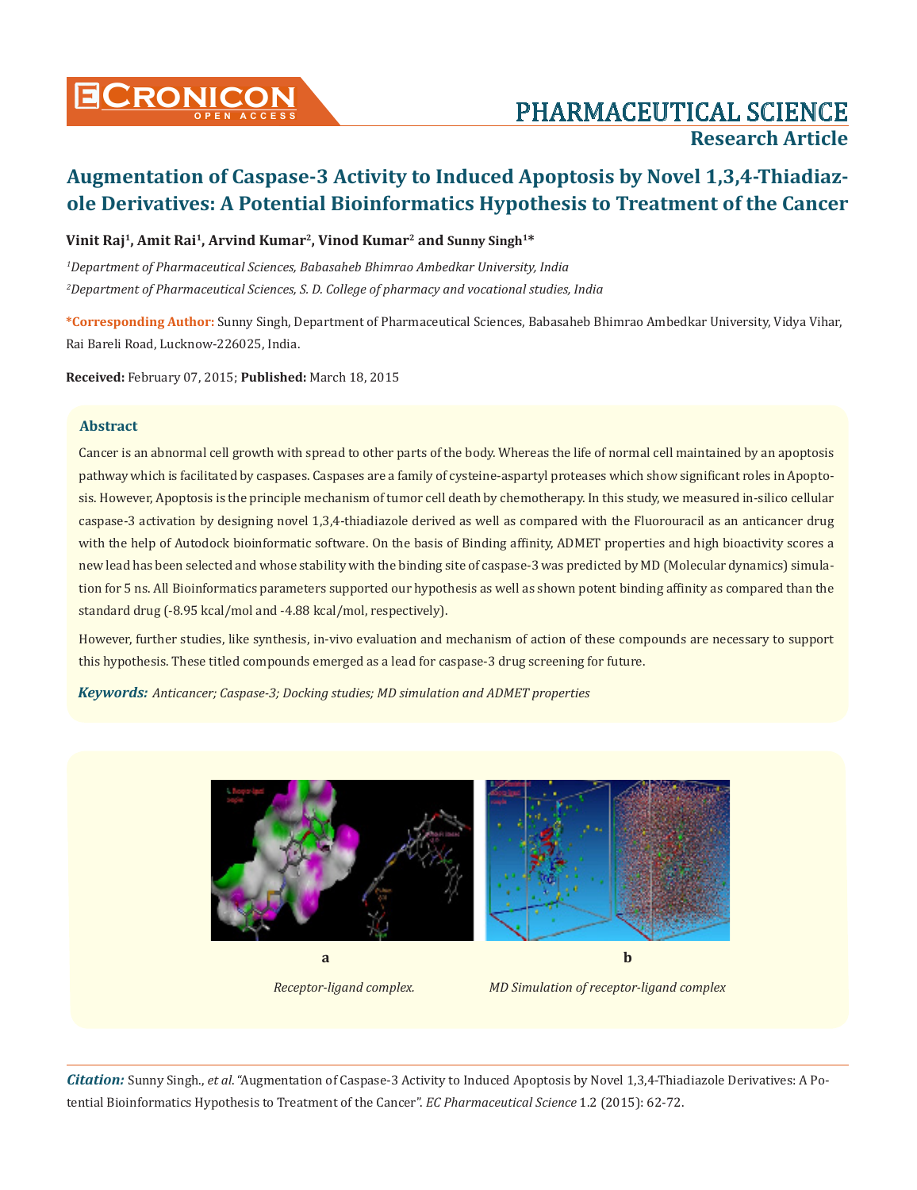# Augmentation of Caspase-3 Activity to Induced Apoptosis by Novel 1,3,4-Thiadiazole Derivatives: A Potential Bioinformatics Hypothesis to Treatment of the Cancer

**Vinit Raj[1], Amit Rai[1], Arvind Kumar[2], Vinod Kumar[2] and Sunny Singh[1]***

*[1]Department of Pharmaceutical Sciences, Babasaheb Bhimrao Ambedkar University, India*

*[2]Department of Pharmaceutical Sciences, S. D. College of pharmacy and vocational studies, India*

**\*Corresponding Author:** Sunny Singh, Department of Pharmaceutical Sciences, Babasaheb Bhimrao Ambedkar University, Vidya Vihar, Rai Bareli Road, Lucknow-226025, India.

**Received:** February 07, 2015; **Published:** March 18, 2015

## Abstract

Cancer is an abnormal cell growth with spread to other parts of the body. Whereas the life of normal cell maintained by an apoptosis pathway which is facilitated by caspases. Caspases are a family of cysteine-aspartyl proteases which show significant roles in Apoptosis. However, Apoptosis is the principle mechanism of tumor cell death by chemotherapy. In this study, we measured in-silico cellular caspase-3 activation by designing novel 1,3,4-thiadiazole derived as well as compared with the Fluorouracil as an anticancer drug with the help of Autodock bioinformatic software. On the basis of Binding affinity, ADMET properties and high bioactivity scores a new lead has been selected and whose stability with the binding site of caspase-3 was predicted by MD (Molecular dynamics) simulation for 5 ns. All Bioinformatics parameters supported our hypothesis as well as shown potent binding affinity as compared than the standard drug (-8.95 kcal/mol and -4.88 kcal/mol, respectively).

However, further studies, like synthesis, in-vivo evaluation and mechanism of action of these compounds are necessary to support this hypothesis. These titled compounds emerged as a lead for caspase-3 drug screening for future.

***Keywords:*** *Anticancer; Caspase-3; Docking studies; MD simulation and ADMET properties*

**a** *Receptor-ligand complex.*

**b** *MD Simulation of receptor-ligand complex*

***Citation:*** Sunny Singh., *et al*. "Augmentation of Caspase-3 Activity to Induced Apoptosis by Novel 1,3,4-Thiadiazole Derivatives: A Potential Bioinformatics Hypothesis to Treatment of the Cancer". *EC Pharmaceutical Science* 1.2 (2015): 62-72.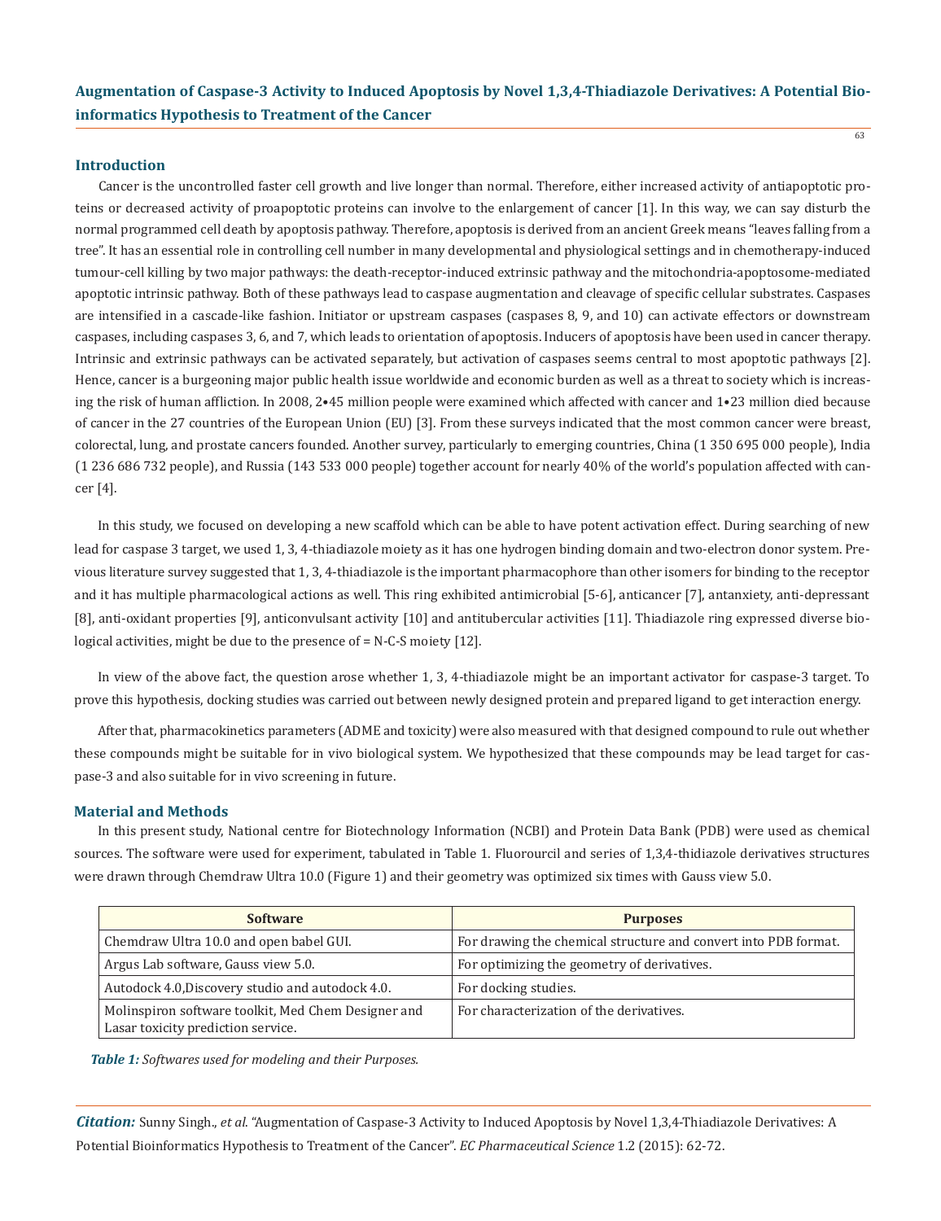## Introduction

Cancer is the uncontrolled faster cell growth and live longer than normal. Therefore, either increased activity of antiapoptotic proteins or decreased activity of proapoptotic proteins can involve to the enlargement of cancer [1]. In this way, we can say disturb the normal programmed cell death by apoptosis pathway. Therefore, apoptosis is derived from an ancient Greek means "leaves falling from a tree". It has an essential role in controlling cell number in many developmental and physiological settings and in chemotherapy-induced tumour-cell killing by two major pathways: the death-receptor-induced extrinsic pathway and the mitochondria-apoptosome-mediated apoptotic intrinsic pathway. Both of these pathways lead to caspase augmentation and cleavage of specific cellular substrates. Caspases are intensified in a cascade-like fashion. Initiator or upstream caspases (caspases 8, 9, and 10) can activate effectors or downstream caspases, including caspases 3, 6, and 7, which leads to orientation of apoptosis. Inducers of apoptosis have been used in cancer therapy. Intrinsic and extrinsic pathways can be activated separately, but activation of caspases seems central to most apoptotic pathways [2]. Hence, cancer is a burgeoning major public health issue worldwide and economic burden as well as a threat to society which is increasing the risk of human affliction. In 2008, 2•45 million people were examined which affected with cancer and 1•23 million died because of cancer in the 27 countries of the European Union (EU) [3]. From these surveys indicated that the most common cancer were breast, colorectal, lung, and prostate cancers founded. Another survey, particularly to emerging countries, China (1 350 695 000 people), India (1 236 686 732 people), and Russia (143 533 000 people) together account for nearly 40% of the world's population affected with cancer [4].

In this study, we focused on developing a new scaffold which can be able to have potent activation effect. During searching of new lead for caspase 3 target, we used 1, 3, 4-thiadiazole moiety as it has one hydrogen binding domain and two-electron donor system. Previous literature survey suggested that 1, 3, 4-thiadiazole is the important pharmacophore than other isomers for binding to the receptor and it has multiple pharmacological actions as well. This ring exhibited antimicrobial [5-6], anticancer [7], antanxiety, anti-depressant [8], anti-oxidant properties [9], anticonvulsant activity [10] and antitubercular activities [11]. Thiadiazole ring expressed diverse biological activities, might be due to the presence of = N-C-S moiety [12].

In view of the above fact, the question arose whether 1, 3, 4-thiadiazole might be an important activator for caspase-3 target. To prove this hypothesis, docking studies was carried out between newly designed protein and prepared ligand to get interaction energy.

After that, pharmacokinetics parameters (ADME and toxicity) were also measured with that designed compound to rule out whether these compounds might be suitable for in vivo biological system. We hypothesized that these compounds may be lead target for caspase-3 and also suitable for in vivo screening in future.

## Material and Methods

In this present study, National centre for Biotechnology Information (NCBI) and Protein Data Bank (PDB) were used as chemical sources. The software were used for experiment, tabulated in Table 1. Fluorourcil and series of 1,3,4-thidiazole derivatives structures were drawn through Chemdraw Ultra 10.0 (Figure 1) and their geometry was optimized six times with Gauss view 5.0.

| Software | Purposes |
|---|---|
| Chemdraw Ultra 10.0 and open babel GUI. | For drawing the chemical structure and convert into PDB format. |
| Argus Lab software, Gauss view 5.0. | For optimizing the geometry of derivatives. |
| Autodock 4.0,Discovery studio and autodock 4.0. | For docking studies. |
| Molinspiron software toolkit, Med Chem Designer and Lasar toxicity prediction service. | For characterization of the derivatives. |

***Table 1:*** *Softwares used for modeling and their Purposes.*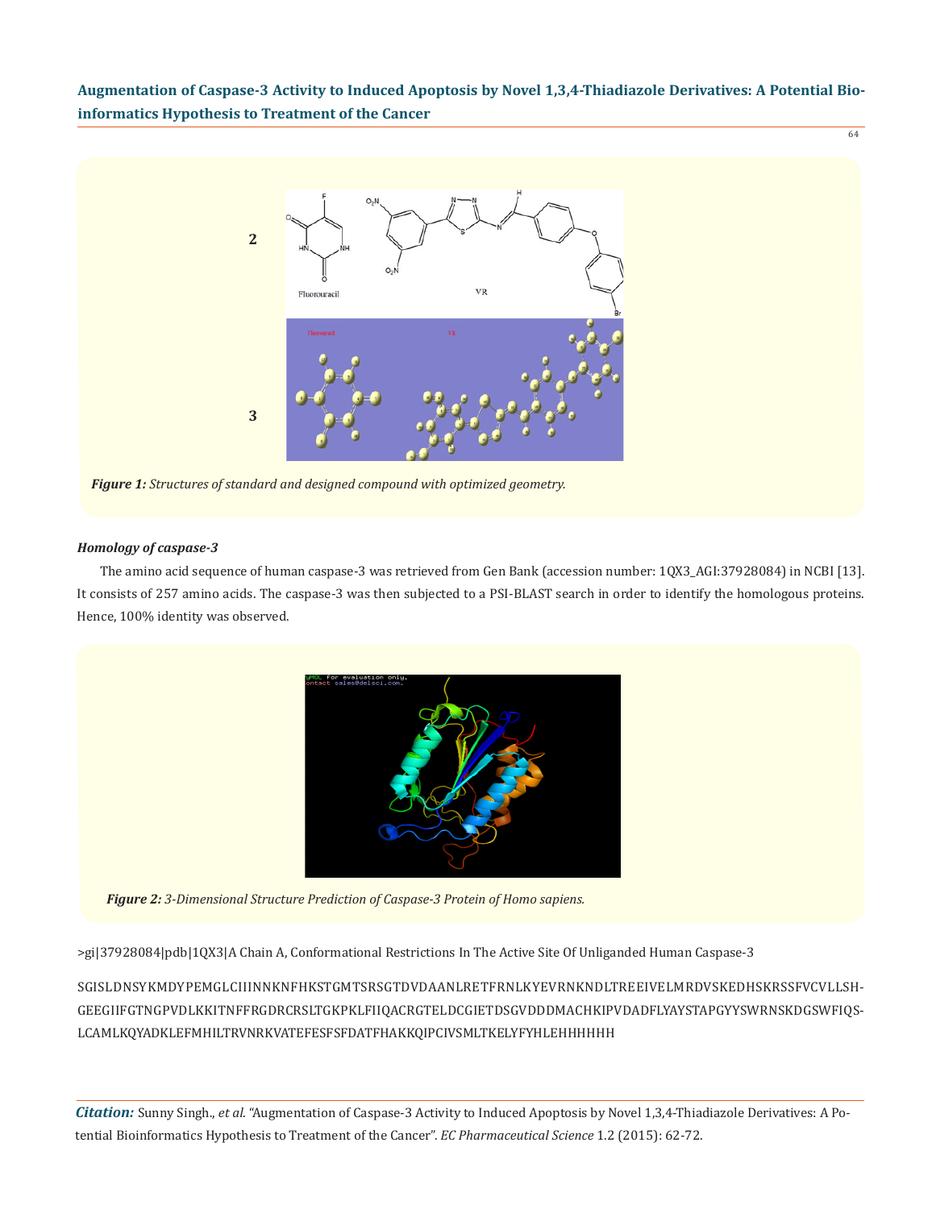| | |
|---|---|
| 2 | Fluorouracil VR |
| 3 | Fluorouracil VR |

*Figure 1: Structures of standard and designed compound with optimized geometry.*

### *Homology of caspase-3*

The amino acid sequence of human caspase-3 was retrieved from Gen Bank (accession number: 1QX3_AGI:37928084) in NCBI [13]. It consists of 257 amino acids. The caspase-3 was then subjected to a PSI-BLAST search in order to identify the homologous proteins. Hence, 100% identity was observed.

*Figure 2: 3-Dimensional Structure Prediction of Caspase-3 Protein of Homo sapiens.*

>gi|37928084|pdb|1QX3|A Chain A, Conformational Restrictions In The Active Site Of Unliganded Human Caspase-3

SGISLDNSYKMDYPEMGLCIIINNKNFHKSTGMTSRSGTDVDAANLRETFRNLKYEVRNKNDLTREEIVELMRDVSKEDHSKRSSFVCVLLSHGEEGIIFGTNGPVDLKKITNFFRGDRCRSLTGKPKLFIIQACRGTELDCGIETDSGVDDDMACHKIPVDADFLYAYSTAPGYYSWRNSKDGSWFIQSLCAMLKQYADKLEFMHILTRVNRKVATEFESFSFDATFHAKKQIPCIVSMLTKELYFYHLEHHHHHH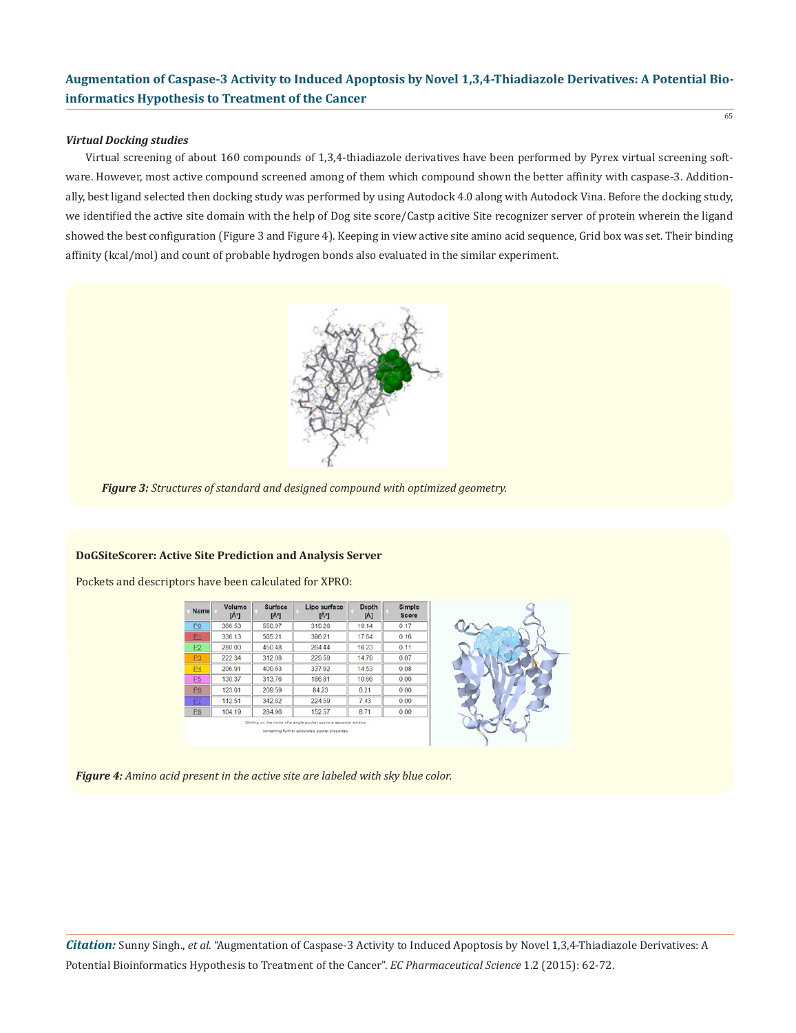### *Virtual Docking studies*

Virtual screening of about 160 compounds of 1,3,4-thiadiazole derivatives have been performed by Pyrex virtual screening software. However, most active compound screened among of them which compound shown the better affinity with caspase-3. Additionally, best ligand selected then docking study was performed by using Autodock 4.0 along with Autodock Vina. Before the docking study, we identified the active site domain with the help of Dog site score/Castp acitive Site recognizer server of protein wherein the ligand showed the best configuration (Figure 3 and Figure 4). Keeping in view active site amino acid sequence, Grid box was set. Their binding affinity (kcal/mol) and count of probable hydrogen bonds also evaluated in the similar experiment.

***Figure 3:*** *Structures of standard and designed compound with optimized geometry.*

**DoGSiteScorer: Active Site Prediction and Analysis Server**

Pockets and descriptors have been calculated for XPRO:

| Name | Volume [Å³] | Surface [Å²] | Lipo surface [Å²] | Depth [Å] | Simple Score |
|---|---|---|---|---|---|
| P0 | 366.53 | 550.97 | 319.26 | 19.14 | 0.17 |
| P1 | 336.13 | 565.21 | 396.21 | 17.64 | 0.16 |
| P2 | 280.00 | 450.48 | 264.44 | 16.23 | 0.11 |
| P3 | 222.34 | 312.08 | 229.59 | 14.79 | 0.07 |
| P4 | 206.91 | 400.63 | 337.92 | 14.53 | 0.08 |
| P5 | 130.37 | 313.76 | 186.81 | 10.66 | 0.00 |
| P6 | 123.01 | 209.59 | 84.23 | 6.21 | 0.00 |
| P7 | 112.51 | 342.62 | 224.59 | 7.43 | 0.00 |
| P8 | 104.19 | 284.96 | 152.57 | 8.71 | 0.00 |

Clicking on the name of a single pocket opens a separate window containing further calculated pocket properties.

***Figure 4:*** *Amino acid present in the active site are labeled with sky blue color.*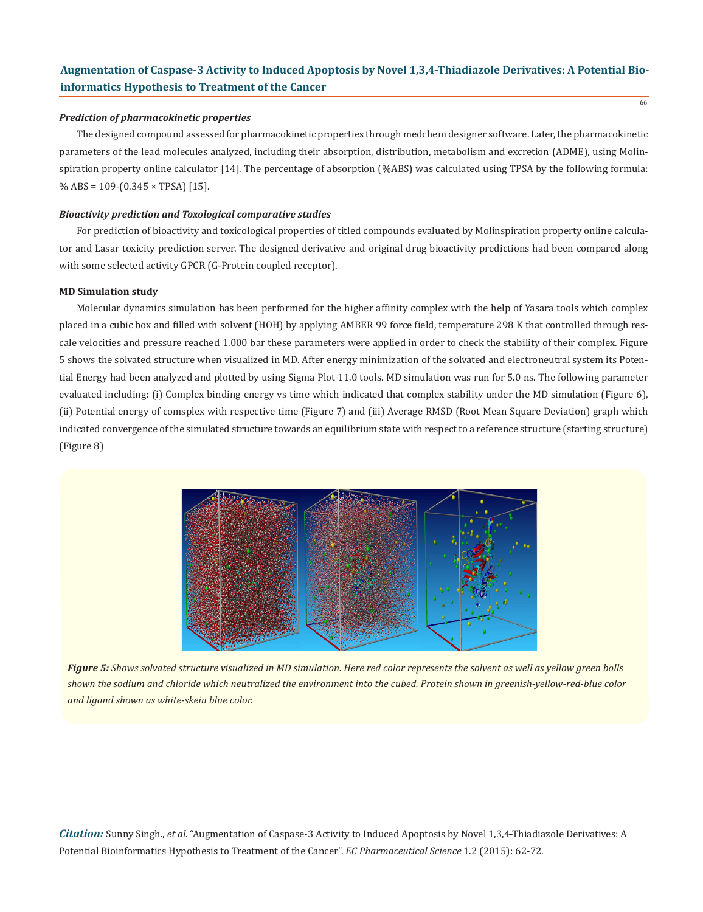### *Prediction of pharmacokinetic properties*

The designed compound assessed for pharmacokinetic properties through medchem designer software. Later, the pharmacokinetic parameters of the lead molecules analyzed, including their absorption, distribution, metabolism and excretion (ADME), using Molinspiration property online calculator [14]. The percentage of absorption (%ABS) was calculated using TPSA by the following formula: % ABS = 109-(0.345 × TPSA) [15].

### *Bioactivity prediction and Toxological comparative studies*

For prediction of bioactivity and toxicological properties of titled compounds evaluated by Molinspiration property online calculator and Lasar toxicity prediction server. The designed derivative and original drug bioactivity predictions had been compared along with some selected activity GPCR (G-Protein coupled receptor).

### MD Simulation study

Molecular dynamics simulation has been performed for the higher affinity complex with the help of Yasara tools which complex placed in a cubic box and filled with solvent (HOH) by applying AMBER 99 force field, temperature 298 K that controlled through rescale velocities and pressure reached 1.000 bar these parameters were applied in order to check the stability of their complex. Figure 5 shows the solvated structure when visualized in MD. After energy minimization of the solvated and electroneutral system its Potential Energy had been analyzed and plotted by using Sigma Plot 11.0 tools. MD simulation was run for 5.0 ns. The following parameter evaluated including: (i) Complex binding energy vs time which indicated that complex stability under the MD simulation (Figure 6), (ii) Potential energy of comsplex with respective time (Figure 7) and (iii) Average RMSD (Root Mean Square Deviation) graph which indicated convergence of the simulated structure towards an equilibrium state with respect to a reference structure (starting structure) (Figure 8)

***Figure 5:*** *Shows solvated structure visualized in MD simulation. Here red color represents the solvent as well as yellow green bolls shown the sodium and chloride which neutralized the environment into the cubed. Protein shown in greenish-yellow-red-blue color and ligand shown as white-skein blue color.*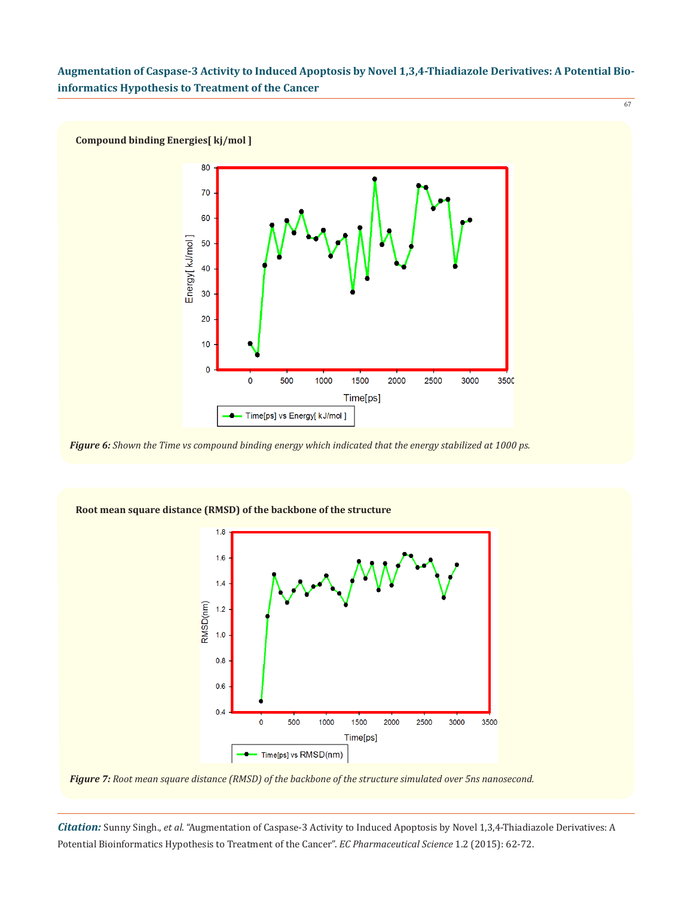**Compound binding Energies[ kj/mol ]**

*Figure 6: Shown the Time vs compound binding energy which indicated that the energy stabilized at 1000 ps.*

**Root mean square distance (RMSD) of the backbone of the structure**

*Figure 7: Root mean square distance (RMSD) of the backbone of the structure simulated over 5ns nanosecond.*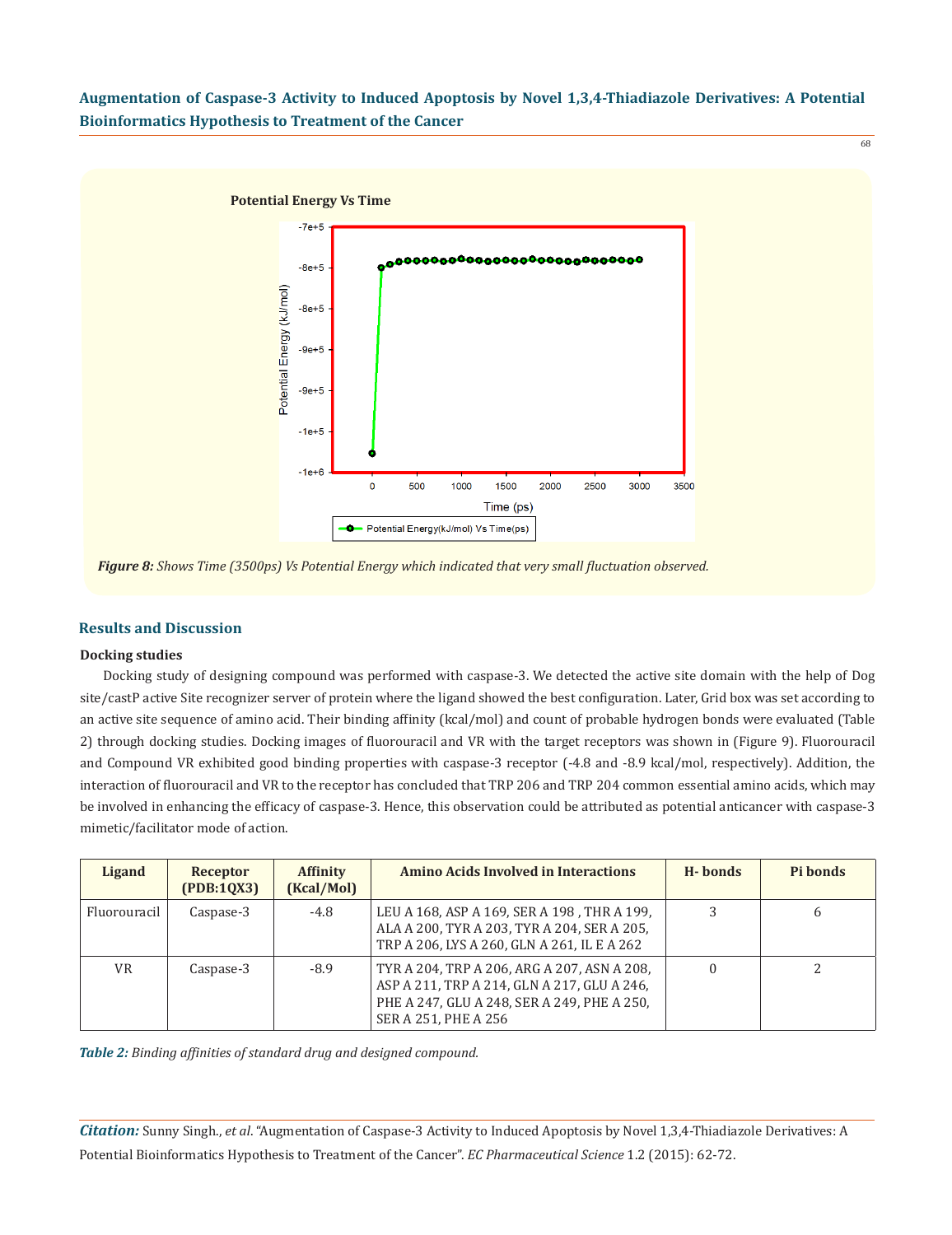Potential Energy Vs Time

*Figure 8: Shows Time (3500ps) Vs Potential Energy which indicated that very small fluctuation observed.*

## Results and Discussion

### Docking studies

Docking study of designing compound was performed with caspase-3. We detected the active site domain with the help of Dog site/castP active Site recognizer server of protein where the ligand showed the best configuration. Later, Grid box was set according to an active site sequence of amino acid. Their binding affinity (kcal/mol) and count of probable hydrogen bonds were evaluated (Table 2) through docking studies. Docking images of fluorouracil and VR with the target receptors was shown in (Figure 9). Fluorouracil and Compound VR exhibited good binding properties with caspase-3 receptor (-4.8 and -8.9 kcal/mol, respectively). Addition, the interaction of fluorouracil and VR to the receptor has concluded that TRP 206 and TRP 204 common essential amino acids, which may be involved in enhancing the efficacy of caspase-3. Hence, this observation could be attributed as potential anticancer with caspase-3 mimetic/facilitator mode of action.

| Ligand | Receptor (PDB:1QX3) | Affinity (Kcal/Mol) | Amino Acids Involved in Interactions | H- bonds | Pi bonds |
|---|---|---|---|---|---|
| Fluorouracil | Caspase-3 | -4.8 | LEU A 168, ASP A 169, SER A 198 , THR A 199, ALA A 200, TYR A 203, TYR A 204, SER A 205, TRP A 206, LYS A 260, GLN A 261, IL E A 262 | 3 | 6 |
| VR | Caspase-3 | -8.9 | TYR A 204, TRP A 206, ARG A 207, ASN A 208, ASP A 211, TRP A 214, GLN A 217, GLU A 246, PHE A 247, GLU A 248, SER A 249, PHE A 250, SER A 251, PHE A 256 | 0 | 2 |

*Table 2: Binding affinities of standard drug and designed compound.*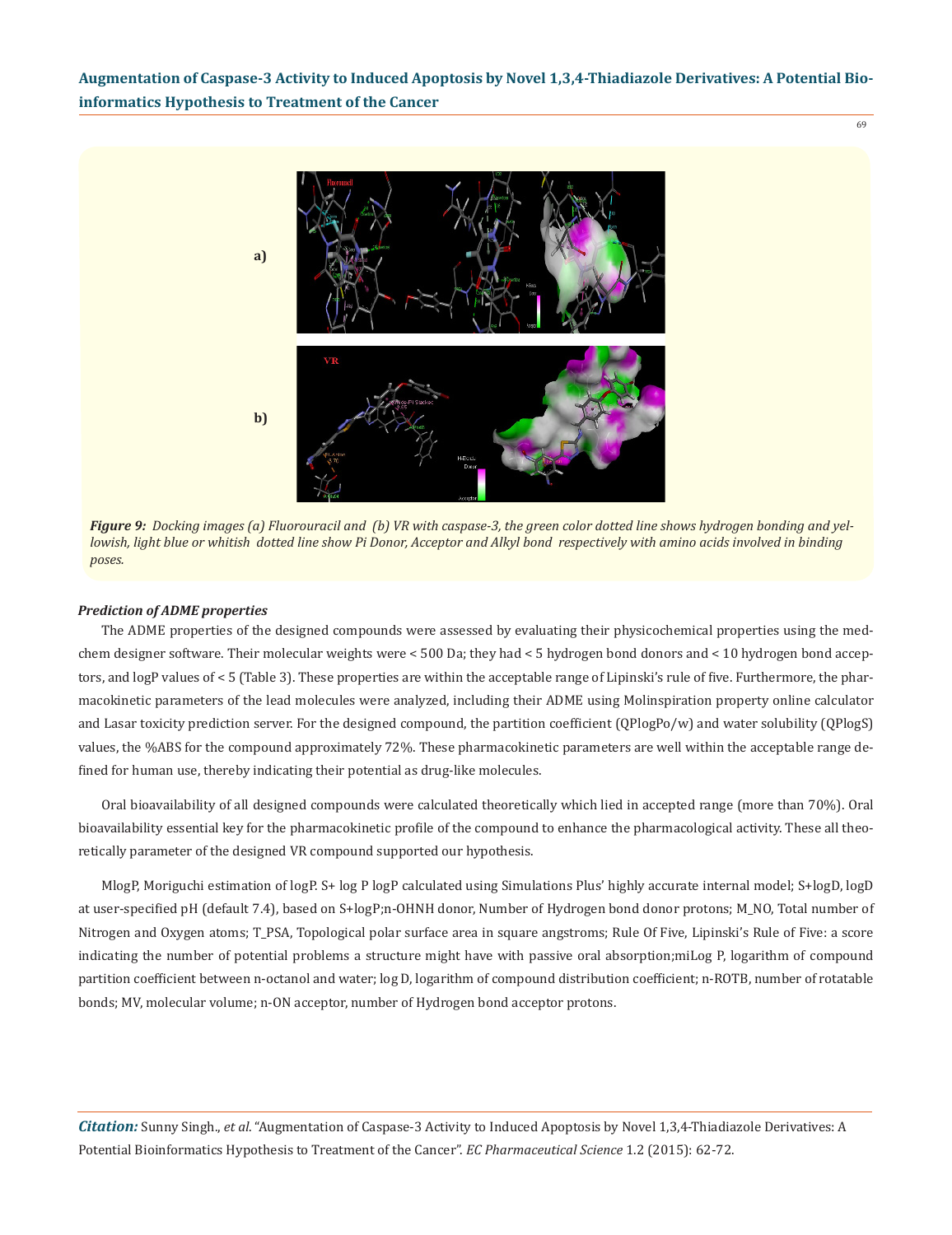a)

b)

*Figure 9: Docking images (a) Fluorouracil and (b) VR with caspase-3, the green color dotted line shows hydrogen bonding and yellowish, light blue or whitish dotted line show Pi Donor, Acceptor and Alkyl bond respectively with amino acids involved in binding poses.*

***Prediction of ADME properties***

The ADME properties of the designed compounds were assessed by evaluating their physicochemical properties using the medchem designer software. Their molecular weights were < 500 Da; they had < 5 hydrogen bond donors and < 10 hydrogen bond acceptors, and logP values of < 5 (Table 3). These properties are within the acceptable range of Lipinski's rule of five. Furthermore, the pharmacokinetic parameters of the lead molecules were analyzed, including their ADME using Molinspiration property online calculator and Lasar toxicity prediction server. For the designed compound, the partition coefficient (QPlogPo/w) and water solubility (QPlogS) values, the %ABS for the compound approximately 72%. These pharmacokinetic parameters are well within the acceptable range defined for human use, thereby indicating their potential as drug-like molecules.

Oral bioavailability of all designed compounds were calculated theoretically which lied in accepted range (more than 70%). Oral bioavailability essential key for the pharmacokinetic profile of the compound to enhance the pharmacological activity. These all theoretically parameter of the designed VR compound supported our hypothesis.

MlogP, Moriguchi estimation of logP. S+ log P logP calculated using Simulations Plus' highly accurate internal model; S+logD, logD at user-specified pH (default 7.4), based on S+logP;n-OHNH donor, Number of Hydrogen bond donor protons; M_NO, Total number of Nitrogen and Oxygen atoms; T_PSA, Topological polar surface area in square angstroms; Rule Of Five, Lipinski's Rule of Five: a score indicating the number of potential problems a structure might have with passive oral absorption;miLog P, logarithm of compound partition coefficient between n-octanol and water; log D, logarithm of compound distribution coefficient; n-ROTB, number of rotatable bonds; MV, molecular volume; n-ON acceptor, number of Hydrogen bond acceptor protons.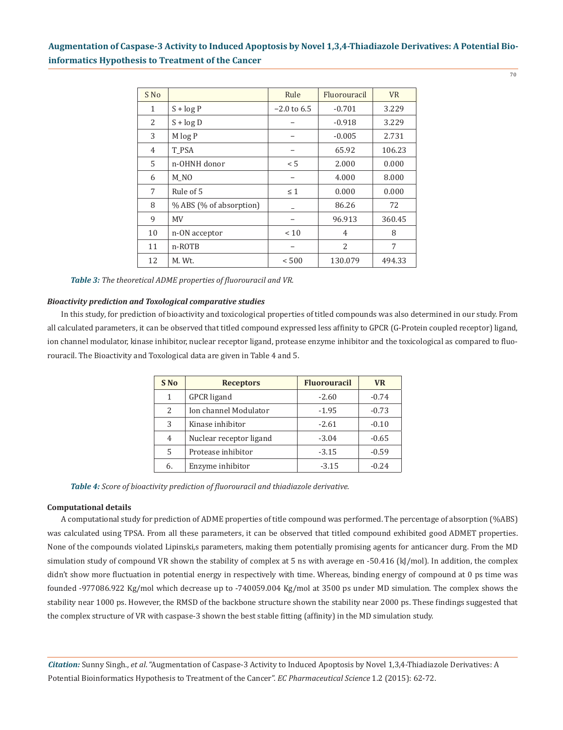| S No | | Rule | Fluorouracil | VR |
|---|---|---|---|---|
| 1 | S + log P | −2.0 to 6.5 | -0.701 | 3.229 |
| 2 | S + log D | – | -0.918 | 3.229 |
| 3 | M log P | – | -0.005 | 2.731 |
| 4 | T_PSA | – | 65.92 | 106.23 |
| 5 | n-OHNH donor | < 5 | 2.000 | 0.000 |
| 6 | M_NO | – | 4.000 | 8.000 |
| 7 | Rule of 5 | ≤ 1 | 0.000 | 0.000 |
| 8 | % ABS (% of absorption) | _ | 86.26 | 72 |
| 9 | MV | – | 96.913 | 360.45 |
| 10 | n-ON acceptor | < 10 | 4 | 8 |
| 11 | n-ROTB | – | 2 | 7 |
| 12 | M. Wt. | < 500 | 130.079 | 494.33 |

***Table 3:*** *The theoretical ADME properties of fluorouracil and VR.*

***Bioactivity prediction and Toxological comparative studies***

In this study, for prediction of bioactivity and toxicological properties of titled compounds was also determined in our study. From all calculated parameters, it can be observed that titled compound expressed less affinity to GPCR (G-Protein coupled receptor) ligand, ion channel modulator, kinase inhibitor, nuclear receptor ligand, protease enzyme inhibitor and the toxicological as compared to fluorouracil. The Bioactivity and Toxological data are given in Table 4 and 5.

| S No | Receptors | Fluorouracil | VR |
|---|---|---|---|
| 1 | GPCR ligand | -2.60 | -0.74 |
| 2 | Ion channel Modulator | -1.95 | -0.73 |
| 3 | Kinase inhibitor | -2.61 | -0.10 |
| 4 | Nuclear receptor ligand | -3.04 | -0.65 |
| 5 | Protease inhibitor | -3.15 | -0.59 |
| 6. | Enzyme inhibitor | -3.15 | -0.24 |

***Table 4:*** *Score of bioactivity prediction of fluorouracil and thiadiazole derivative.*

**Computational details**

A computational study for prediction of ADME properties of title compound was performed. The percentage of absorption (%ABS) was calculated using TPSA. From all these parameters, it can be observed that titled compound exhibited good ADMET properties. None of the compounds violated Lipinski,s parameters, making them potentially promising agents for anticancer durg. From the MD simulation study of compound VR shown the stability of complex at 5 ns with average en -50.416 (kJ/mol). In addition, the complex didn't show more fluctuation in potential energy in respectively with time. Whereas, binding energy of compound at 0 ps time was founded -977086.922 Kg/mol which decrease up to -740059.004 Kg/mol at 3500 ps under MD simulation. The complex shows the stability near 1000 ps. However, the RMSD of the backbone structure shown the stability near 2000 ps. These findings suggested that the complex structure of VR with caspase-3 shown the best stable fitting (affinity) in the MD simulation study.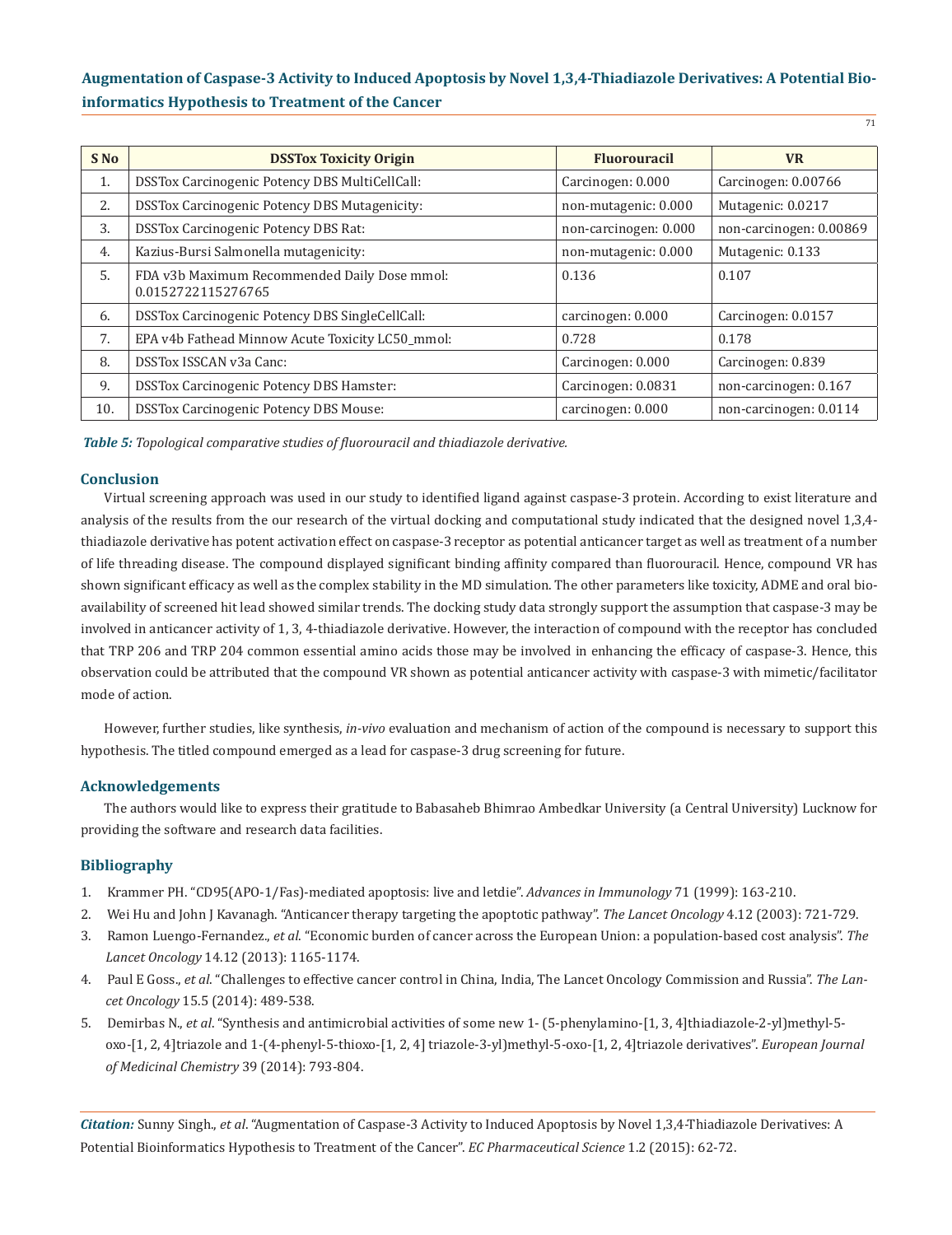| S No | DSSTox Toxicity Origin | Fluorouracil | VR |
|---|---|---|---|
| 1. | DSSTox Carcinogenic Potency DBS MultiCellCall: | Carcinogen: 0.000 | Carcinogen: 0.00766 |
| 2. | DSSTox Carcinogenic Potency DBS Mutagenicity: | non-mutagenic: 0.000 | Mutagenic: 0.0217 |
| 3. | DSSTox Carcinogenic Potency DBS Rat: | non-carcinogen: 0.000 | non-carcinogen: 0.00869 |
| 4. | Kazius-Bursi Salmonella mutagenicity: | non-mutagenic: 0.000 | Mutagenic: 0.133 |
| 5. | FDA v3b Maximum Recommended Daily Dose mmol: 0.0152722115276765 | 0.136 | 0.107 |
| 6. | DSSTox Carcinogenic Potency DBS SingleCellCall: | carcinogen: 0.000 | Carcinogen: 0.0157 |
| 7. | EPA v4b Fathead Minnow Acute Toxicity LC50_mmol: | 0.728 | 0.178 |
| 8. | DSSTox ISSCAN v3a Canc: | Carcinogen: 0.000 | Carcinogen: 0.839 |
| 9. | DSSTox Carcinogenic Potency DBS Hamster: | Carcinogen: 0.0831 | non-carcinogen: 0.167 |
| 10. | DSSTox Carcinogenic Potency DBS Mouse: | carcinogen: 0.000 | non-carcinogen: 0.0114 |

***Table 5:*** *Topological comparative studies of fluorouracil and thiadiazole derivative.*

## Conclusion

Virtual screening approach was used in our study to identified ligand against caspase-3 protein. According to exist literature and analysis of the results from the our research of the virtual docking and computational study indicated that the designed novel 1,3,4-thiadiazole derivative has potent activation effect on caspase-3 receptor as potential anticancer target as well as treatment of a number of life threading disease. The compound displayed significant binding affinity compared than fluorouracil. Hence, compound VR has shown significant efficacy as well as the complex stability in the MD simulation. The other parameters like toxicity, ADME and oral bioavailability of screened hit lead showed similar trends. The docking study data strongly support the assumption that caspase-3 may be involved in anticancer activity of 1, 3, 4-thiadiazole derivative. However, the interaction of compound with the receptor has concluded that TRP 206 and TRP 204 common essential amino acids those may be involved in enhancing the efficacy of caspase-3. Hence, this observation could be attributed that the compound VR shown as potential anticancer activity with caspase-3 with mimetic/facilitator mode of action.

However, further studies, like synthesis, *in-vivo* evaluation and mechanism of action of the compound is necessary to support this hypothesis. The titled compound emerged as a lead for caspase-3 drug screening for future.

## Acknowledgements

The authors would like to express their gratitude to Babasaheb Bhimrao Ambedkar University (a Central University) Lucknow for providing the software and research data facilities.

## Bibliography

1. Krammer PH. "CD95(APO-1/Fas)-mediated apoptosis: live and letdie". *Advances in Immunology* 71 (1999): 163-210.
2. Wei Hu and John J Kavanagh. "Anticancer therapy targeting the apoptotic pathway". *The Lancet Oncology* 4.12 (2003): 721-729.
3. Ramon Luengo-Fernandez., *et al.* "Economic burden of cancer across the European Union: a population-based cost analysis". *The Lancet Oncology* 14.12 (2013): 1165-1174.
4. Paul E Goss., *et al*. "Challenges to effective cancer control in China, India, The Lancet Oncology Commission and Russia". *The Lancet Oncology* 15.5 (2014): 489-538.
5. Demirbas N., *et al*. "Synthesis and antimicrobial activities of some new 1- (5-phenylamino-[1, 3, 4]thiadiazole-2-yl)methyl-5-oxo-[1, 2, 4]triazole and 1-(4-phenyl-5-thioxo-[1, 2, 4] triazole-3-yl)methyl-5-oxo-[1, 2, 4]triazole derivatives". *European Journal of Medicinal Chemistry* 39 (2014): 793-804.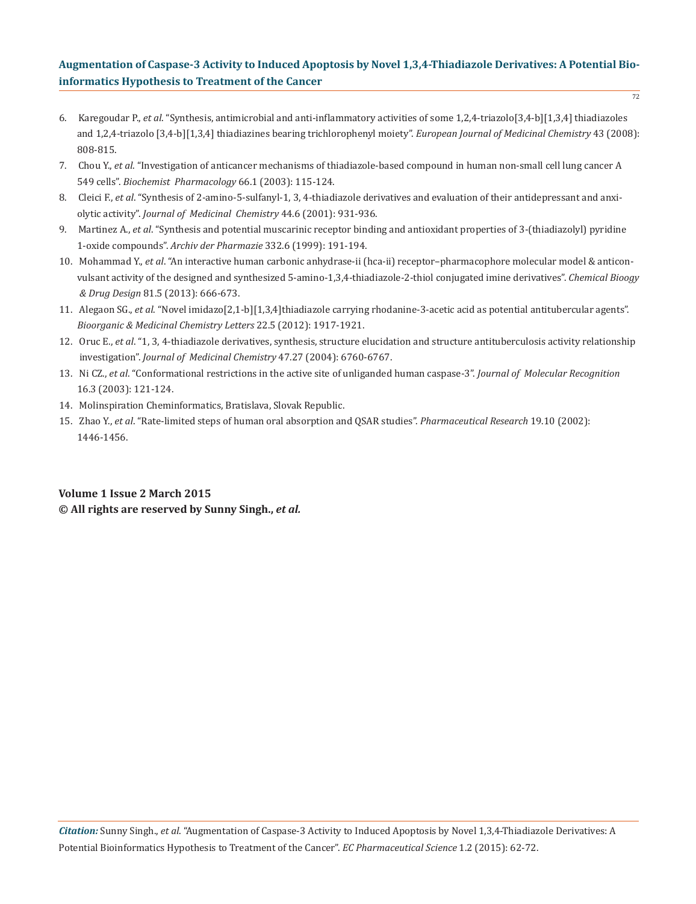6. Karegoudar P., *et al*. "Synthesis, antimicrobial and anti-inflammatory activities of some 1,2,4-triazolo[3,4-b][1,3,4] thiadiazoles and 1,2,4-triazolo [3,4-b][1,3,4] thiadiazines bearing trichlorophenyl moiety". *European Journal of Medicinal Chemistry* 43 (2008): 808-815.
7. Chou Y., *et al*. "Investigation of anticancer mechanisms of thiadiazole-based compound in human non-small cell lung cancer A 549 cells". *Biochemist Pharmacology* 66.1 (2003): 115-124.
8. Cleici F., *et al*. "Synthesis of 2-amino-5-sulfanyl-1, 3, 4-thiadiazole derivatives and evaluation of their antidepressant and anxiolytic activity". *Journal of Medicinal Chemistry* 44.6 (2001): 931-936.
9. Martinez A., *et al*. "Synthesis and potential muscarinic receptor binding and antioxidant properties of 3-(thiadiazolyl) pyridine 1-oxide compounds". *Archiv der Pharmazie* 332.6 (1999): 191-194.
10. Mohammad Y., *et al*. "An interactive human carbonic anhydrase-ii (hca-ii) receptor–pharmacophore molecular model & anticonvulsant activity of the designed and synthesized 5-amino-1,3,4-thiadiazole-2-thiol conjugated imine derivatives". *Chemical Bioogy & Drug Design* 81.5 (2013): 666-673.
11. Alegaon SG., *et al*. "Novel imidazo[2,1-b][1,3,4]thiadiazole carrying rhodanine-3-acetic acid as potential antitubercular agents". *Bioorganic & Medicinal Chemistry Letters* 22.5 (2012): 1917-1921.
12. Oruc E., *et al*. "1, 3, 4-thiadiazole derivatives, synthesis, structure elucidation and structure antituberculosis activity relationship investigation". *Journal of Medicinal Chemistry* 47.27 (2004): 6760-6767.
13. Ni CZ., *et al*. "Conformational restrictions in the active site of unliganded human caspase-3". *Journal of Molecular Recognition* 16.3 (2003): 121-124.
14. Molinspiration Cheminformatics, Bratislava, Slovak Republic.
15. Zhao Y., *et al*. "Rate-limited steps of human oral absorption and QSAR studies". *Pharmaceutical Research* 19.10 (2002): 1446-1456.

**Volume 1 Issue 2 March 2015**
**© All rights are reserved by Sunny Singh., *et al.***